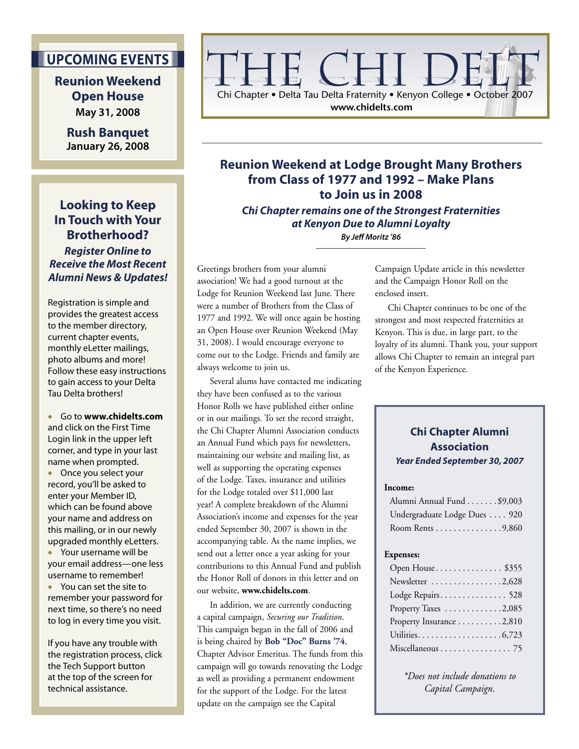# THE CHI DELT

Chi Chapter • Delta Tau Delta Fraternity • Kenyon College • October 2007

www.chidelts.com

## UPCOMING EVENTS

**Reunion Weekend Open House**
**May 31, 2008**

**Rush Banquet**
**January 26, 2008**

## Reunion Weekend at Lodge Brought Many Brothers from Class of 1977 and 1992 – Make Plans to Join us in 2008

***Chi Chapter remains one of the Strongest Fraternities at Kenyon Due to Alumni Loyalty***

***By Jeff Moritz '86***

Greetings brothers from your alumni association! We had a good turnout at the Lodge for Reunion Weekend last June. There were a number of Brothers from the Class of 1977 and 1992. We will once again be hosting an Open House over Reunion Weekend (May 31, 2008). I would encourage everyone to come out to the Lodge. Friends and family are always welcome to join us.

Several alums have contacted me indicating they have been confused as to the various Honor Rolls we have published either online or in our mailings. To set the record straight, the Chi Chapter Alumni Association conducts an Annual Fund which pays for newsletters, maintaining our website and mailing list, as well as supporting the operating expenses of the Lodge. Taxes, insurance and utilities for the Lodge totaled over $11,000 last year! A complete breakdown of the Alumni Association's income and expenses for the year ended September 30, 2007 is shown in the accompanying table. As the name implies, we send out a letter once a year asking for your contributions to this Annual Fund and publish the Honor Roll of donors in this letter and on our website, **www.chidelts.com**.

In addition, we are currently conducting a capital campaign, *Securing our Tradition*. This campaign began in the fall of 2006 and is being chaired by **Bob "Doc" Burns '74**, Chapter Advisor Emeritus. The funds from this campaign will go towards renovating the Lodge as well as providing a permanent endowment for the support of the Lodge. For the latest update on the campaign see the Capital Campaign Update article in this newsletter and the Campaign Honor Roll on the enclosed insert.

Chi Chapter continues to be one of the strongest and most respected fraternities at Kenyon. This is due, in large part, to the loyalty of its alumni. Thank you, your support allows Chi Chapter to remain an integral part of the Kenyon Experience.

### Chi Chapter Alumni Association

***Year Ended September 30, 2007***

**Income:**

| Item | Amount |
|---|---|
| Alumni Annual Fund | $9,003 |
| Undergraduate Lodge Dues | 920 |
| Room Rents | 9,860 |

**Expenses:**

| Item | Amount |
|---|---|
| Open House | $355 |
| Newsletter | 2,628 |
| Lodge Repairs | 528 |
| Property Taxes | 2,085 |
| Property Insurance | 2,810 |
| Utilities | 6,723 |
| Miscellaneous | 75 |

*\*Does not include donations to Capital Campaign.*

### Looking to Keep In Touch with Your Brotherhood?

***Register Online to Receive the Most Recent Alumni News & Updates!***

Registration is simple and provides the greatest access to the member directory, current chapter events, monthly eLetter mailings, photo albums and more! Follow these easy instructions to gain access to your Delta Tau Delta brothers!

- Go to **www.chidelts.com** and click on the First Time Login link in the upper left corner, and type in your last name when prompted.
- Once you select your record, you'll be asked to enter your Member ID, which can be found above your name and address on this mailing, or in our newly upgraded monthly eLetters.
- Your username will be your email address—one less username to remember!
- You can set the site to remember your password for next time, so there's no need to log in every time you visit.

If you have any trouble with the registration process, click the Tech Support button at the top of the screen for technical assistance.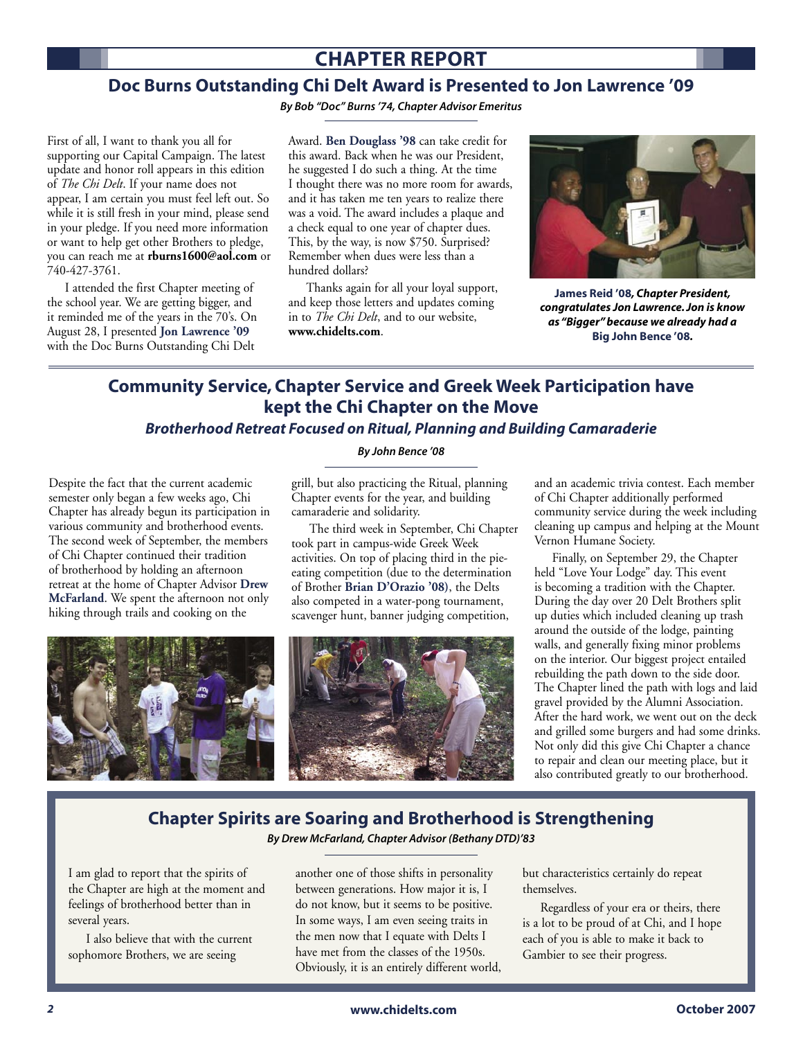# CHAPTER REPORT

## Doc Burns Outstanding Chi Delt Award is Presented to Jon Lawrence '09

***By Bob "Doc" Burns '74, Chapter Advisor Emeritus***

First of all, I want to thank you all for supporting our Capital Campaign. The latest update and honor roll appears in this edition of *The Chi Delt*. If your name does not appear, I am certain you must feel left out. So while it is still fresh in your mind, please send in your pledge. If you need more information or want to help get other Brothers to pledge, you can reach me at **rburns1600@aol.com** or 740-427-3761.

I attended the first Chapter meeting of the school year. We are getting bigger, and it reminded me of the years in the 70's. On August 28, I presented **Jon Lawrence '09** with the Doc Burns Outstanding Chi Delt Award. **Ben Douglass '98** can take credit for this award. Back when he was our President, he suggested I do such a thing. At the time I thought there was no more room for awards, and it has taken me ten years to realize there was a void. The award includes a plaque and a check equal to one year of chapter dues. This, by the way, is now $750. Surprised? Remember when dues were less than a hundred dollars?

Thanks again for all your loyal support, and keep those letters and updates coming in to *The Chi Delt*, and to our website, **www.chidelts.com**.

**James Reid '08*, Chapter President, congratulates Jon Lawrence. Jon is know as "Bigger" because we already had a* Big John Bence '08.**

## Community Service, Chapter Service and Greek Week Participation have kept the Chi Chapter on the Move

### *Brotherhood Retreat Focused on Ritual, Planning and Building Camaraderie*

***By John Bence '08***

Despite the fact that the current academic semester only began a few weeks ago, Chi Chapter has already begun its participation in various community and brotherhood events. The second week of September, the members of Chi Chapter continued their tradition of brotherhood by holding an afternoon retreat at the home of Chapter Advisor **Drew McFarland**. We spent the afternoon not only hiking through trails and cooking on the grill, but also practicing the Ritual, planning Chapter events for the year, and building camaraderie and solidarity.

The third week in September, Chi Chapter took part in campus-wide Greek Week activities. On top of placing third in the pie-eating competition (due to the determination of Brother **Brian D'Orazio '08)**, the Delts also competed in a water-pong tournament, scavenger hunt, banner judging competition, and an academic trivia contest. Each member of Chi Chapter additionally performed community service during the week including cleaning up campus and helping at the Mount Vernon Humane Society.

Finally, on September 29, the Chapter held "Love Your Lodge" day. This event is becoming a tradition with the Chapter. During the day over 20 Delt Brothers split up duties which included cleaning up trash around the outside of the lodge, painting walls, and generally fixing minor problems on the interior. Our biggest project entailed rebuilding the path down to the side door. The Chapter lined the path with logs and laid gravel provided by the Alumni Association. After the hard work, we went out on the deck and grilled some burgers and had some drinks. Not only did this give Chi Chapter a chance to repair and clean our meeting place, but it also contributed greatly to our brotherhood.

## Chapter Spirits are Soaring and Brotherhood is Strengthening

***By Drew McFarland, Chapter Advisor (Bethany DTD)'83***

I am glad to report that the spirits of the Chapter are high at the moment and feelings of brotherhood better than in several years.

I also believe that with the current sophomore Brothers, we are seeing another one of those shifts in personality between generations. How major it is, I do not know, but it seems to be positive. In some ways, I am even seeing traits in the men now that I equate with Delts I have met from the classes of the 1950s. Obviously, it is an entirely different world, but characteristics certainly do repeat themselves.

Regardless of your era or theirs, there is a lot to be proud of at Chi, and I hope each of you is able to make it back to Gambier to see their progress.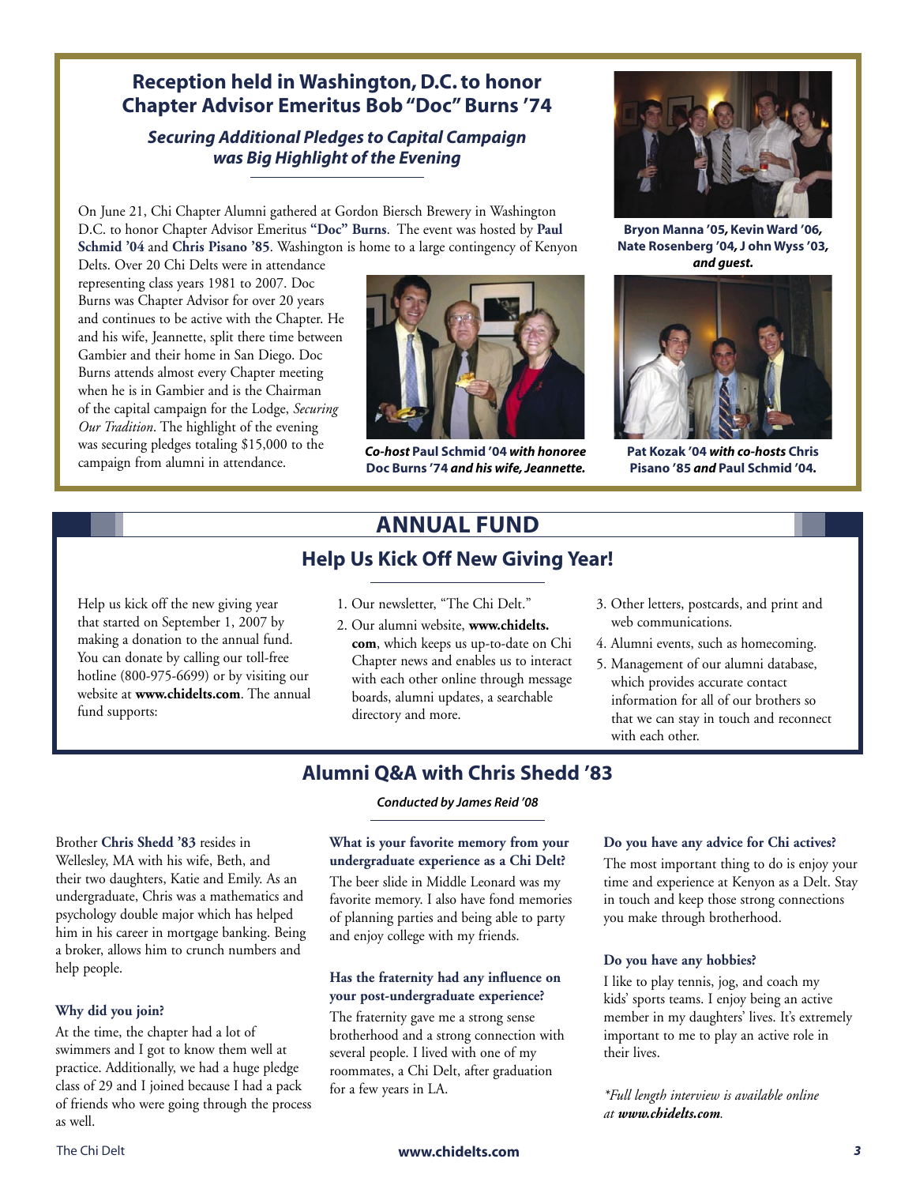## Reception held in Washington, D.C. to honor Chapter Advisor Emeritus Bob "Doc" Burns '74

### *Securing Additional Pledges to Capital Campaign was Big Highlight of the Evening*

On June 21, Chi Chapter Alumni gathered at Gordon Biersch Brewery in Washington D.C. to honor Chapter Advisor Emeritus **"Doc" Burns**. The event was hosted by **Paul Schmid '04** and **Chris Pisano '85**. Washington is home to a large contingency of Kenyon Delts. Over 20 Chi Delts were in attendance representing class years 1981 to 2007. Doc Burns was Chapter Advisor for over 20 years and continues to be active with the Chapter. He and his wife, Jeannette, split there time between Gambier and their home in San Diego. Doc Burns attends almost every Chapter meeting when he is in Gambier and is the Chairman of the capital campaign for the Lodge, *Securing Our Tradition*. The highlight of the evening was securing pledges totaling $15,000 to the campaign from alumni in attendance.

***Co-host* Paul Schmid '04 *with honoree* Doc Burns '74 *and his wife, Jeannette.***

**Bryon Manna '05, Kevin Ward '06, Nate Rosenberg '04, J ohn Wyss '03, *and guest.***

**Pat Kozak '04 *with co-hosts* Chris Pisano '85 *and* Paul Schmid '04.**

## ANNUAL FUND

### Help Us Kick Off New Giving Year!

Help us kick off the new giving year that started on September 1, 2007 by making a donation to the annual fund. You can donate by calling our toll-free hotline (800-975-6699) or by visiting our website at **www.chidelts.com**. The annual fund supports:

1. Our newsletter, "The Chi Delt."
2. Our alumni website, **www.chidelts.com**, which keeps us up-to-date on Chi Chapter news and enables us to interact with each other online through message boards, alumni updates, a searchable directory and more.
3. Other letters, postcards, and print and web communications.
4. Alumni events, such as homecoming.
5. Management of our alumni database, which provides accurate contact information for all of our brothers so that we can stay in touch and reconnect with each other.

## Alumni Q&A with Chris Shedd '83

***Conducted by James Reid '08***

Brother **Chris Shedd '83** resides in Wellesley, MA with his wife, Beth, and their two daughters, Katie and Emily. As an undergraduate, Chris was a mathematics and psychology double major which has helped him in his career in mortgage banking. Being a broker, allows him to crunch numbers and help people.

**Why did you join?**

At the time, the chapter had a lot of swimmers and I got to know them well at practice. Additionally, we had a huge pledge class of 29 and I joined because I had a pack of friends who were going through the process as well.

**What is your favorite memory from your undergraduate experience as a Chi Delt?**

The beer slide in Middle Leonard was my favorite memory. I also have fond memories of planning parties and being able to party and enjoy college with my friends.

**Has the fraternity had any influence on your post-undergraduate experience?**

The fraternity gave me a strong sense brotherhood and a strong connection with several people. I lived with one of my roommates, a Chi Delt, after graduation for a few years in LA.

**Do you have any advice for Chi actives?**

The most important thing to do is enjoy your time and experience at Kenyon as a Delt. Stay in touch and keep those strong connections you make through brotherhood.

**Do you have any hobbies?**

I like to play tennis, jog, and coach my kids' sports teams. I enjoy being an active member in my daughters' lives. It's extremely important to me to play an active role in their lives.

*\*Full length interview is available online at **www.chidelts.com**.*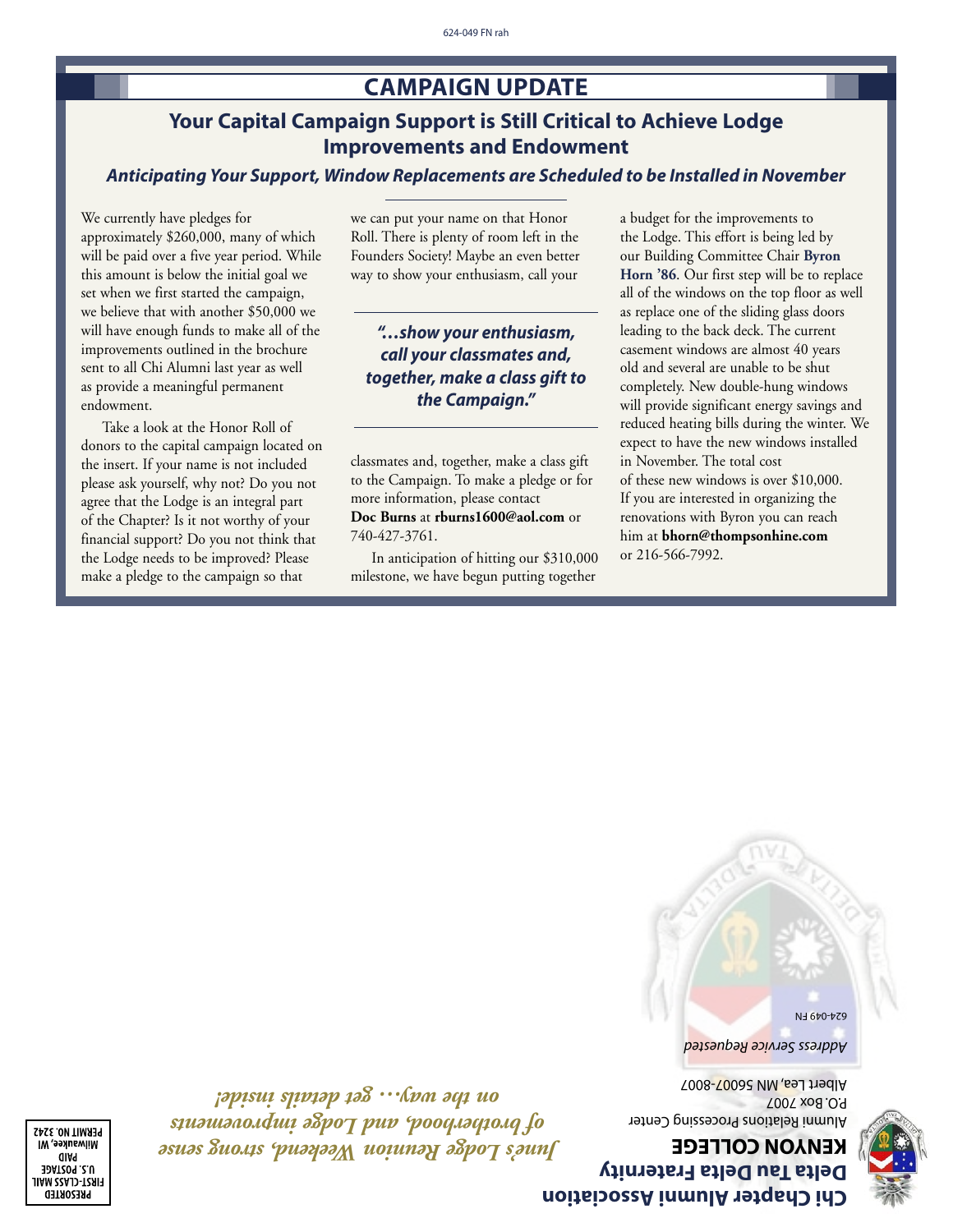# CAMPAIGN UPDATE

## Your Capital Campaign Support is Still Critical to Achieve Lodge Improvements and Endowment

### *Anticipating Your Support, Window Replacements are Scheduled to be Installed in November*

We currently have pledges for approximately $260,000, many of which will be paid over a five year period. While this amount is below the initial goal we set when we first started the campaign, we believe that with another $50,000 we will have enough funds to make all of the improvements outlined in the brochure sent to all Chi Alumni last year as well as provide a meaningful permanent endowment.

Take a look at the Honor Roll of donors to the capital campaign located on the insert. If your name is not included please ask yourself, why not? Do you not agree that the Lodge is an integral part of the Chapter? Is it not worthy of your financial support? Do you not think that the Lodge needs to be improved? Please make a pledge to the campaign so that we can put your name on that Honor Roll. There is plenty of room left in the Founders Society! Maybe an even better way to show your enthusiasm, call your classmates and, together, make a class gift to the Campaign. To make a pledge or for more information, please contact **Doc Burns** at **rburns1600@aol.com** or 740-427-3761.

> ***"…show your enthusiasm, call your classmates and, together, make a class gift to the Campaign."***

In anticipation of hitting our $310,000 milestone, we have begun putting together a budget for the improvements to the Lodge. This effort is being led by our Building Committee Chair **Byron Horn '86**. Our first step will be to replace all of the windows on the top floor as well as replace one of the sliding glass doors leading to the back deck. The current casement windows are almost 40 years old and several are unable to be shut completely. New double-hung windows will provide significant energy savings and reduced heating bills during the winter. We expect to have the new windows installed in November. The total cost of these new windows is over $10,000. If you are interested in organizing the renovations with Byron you can reach him at **bhorn@thompsonhine.com** or 216-566-7992.

**Chi Chapter Alumni Association**
**Delta Tau Delta Fraternity**
**KENYON COLLEGE**
Alumni Relations Processing Center
P.O. Box 7007
Albert Lea, MN 56007-8007

*Address Service Requested*

624-049 FN

*June's Lodge Reunion Weekend, strong sense of brotherhood, and Lodge improvements on the way… get details inside!*

PRESORTED
FIRST-CLASS MAIL
U.S. POSTAGE
PAID
Milwaukee, WI
PERMIT NO. 3242